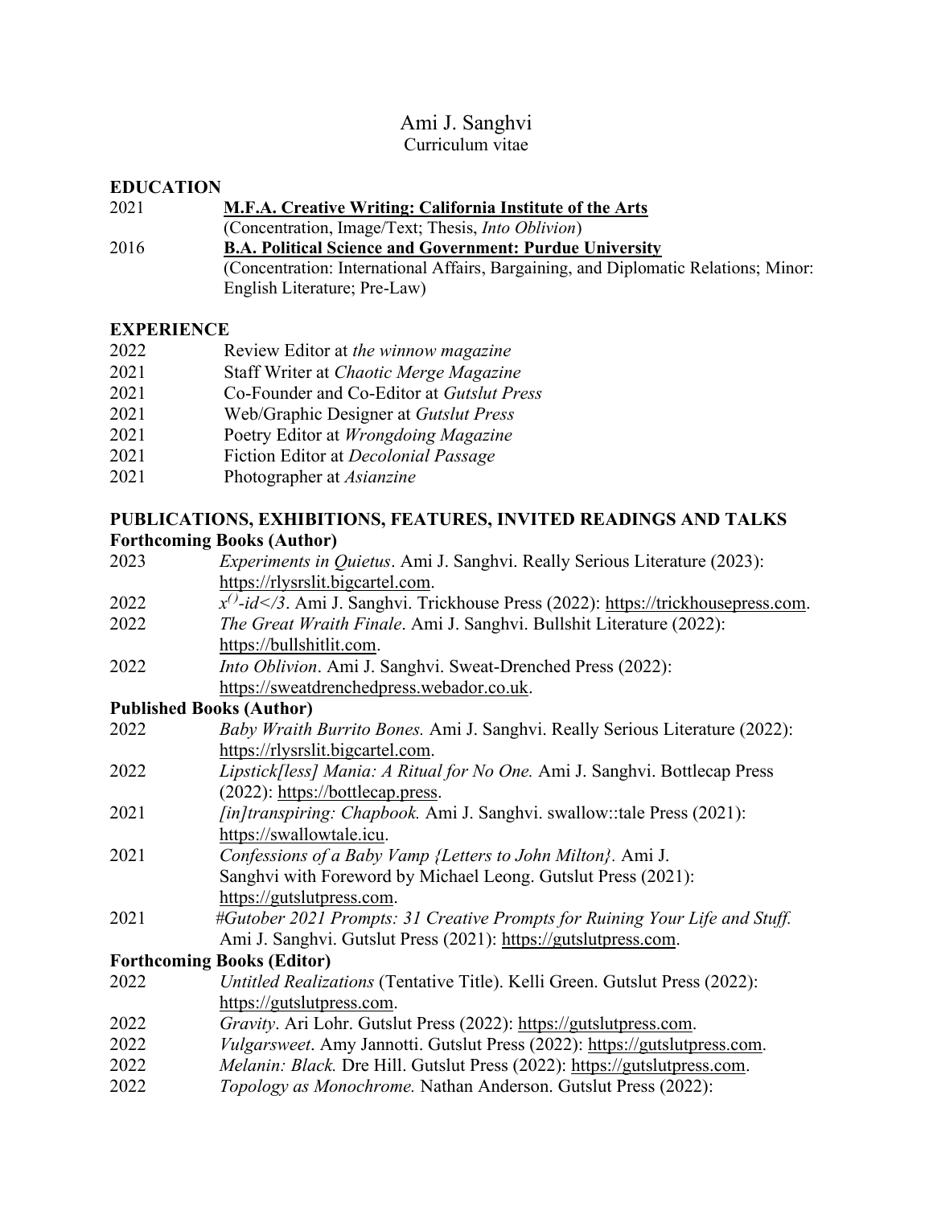# Ami J. Sanghvi

Curriculum vitae

## EDUCATION

2021 **M.F.A. Creative Writing: California Institute of the Arts**
(Concentration, Image/Text; Thesis, *Into Oblivion*)

2016 **B.A. Political Science and Government: Purdue University**
(Concentration: International Affairs, Bargaining, and Diplomatic Relations; Minor: English Literature; Pre-Law)

## EXPERIENCE

2022 Review Editor at *the winnow magazine*
2021 Staff Writer at *Chaotic Merge Magazine*
2021 Co-Founder and Co-Editor at *Gutslut Press*
2021 Web/Graphic Designer at *Gutslut Press*
2021 Poetry Editor at *Wrongdoing Magazine*
2021 Fiction Editor at *Decolonial Passage*
2021 Photographer at *Asianzine*

## PUBLICATIONS, EXHIBITIONS, FEATURES, INVITED READINGS AND TALKS

### Forthcoming Books (Author)

2023 *Experiments in Quietus*. Ami J. Sanghvi. Really Serious Literature (2023): https://rlysrslit.bigcartel.com.

2022 *$x^{()}$-id</3*. Ami J. Sanghvi. Trickhouse Press (2022): https://trickhousepress.com.

2022 *The Great Wraith Finale*. Ami J. Sanghvi. Bullshit Literature (2022): https://bullshitlit.com.

2022 *Into Oblivion*. Ami J. Sanghvi. Sweat-Drenched Press (2022): https://sweatdrenchedpress.webador.co.uk.

### Published Books (Author)

2022 *Baby Wraith Burrito Bones.* Ami J. Sanghvi. Really Serious Literature (2022): https://rlysrslit.bigcartel.com.

2022 *Lipstick[less] Mania: A Ritual for No One.* Ami J. Sanghvi. Bottlecap Press (2022): https://bottlecap.press.

2021 *[in]transpiring: Chapbook.* Ami J. Sanghvi. swallow::tale Press (2021): https://swallowtale.icu.

2021 *Confessions of a Baby Vamp {Letters to John Milton}.* Ami J. Sanghvi with Foreword by Michael Leong. Gutslut Press (2021): https://gutslutpress.com.

2021 *#Gutober 2021 Prompts: 31 Creative Prompts for Ruining Your Life and Stuff.* Ami J. Sanghvi. Gutslut Press (2021): https://gutslutpress.com.

### Forthcoming Books (Editor)

2022 *Untitled Realizations* (Tentative Title). Kelli Green. Gutslut Press (2022): https://gutslutpress.com.

2022 *Gravity*. Ari Lohr. Gutslut Press (2022): https://gutslutpress.com.

2022 *Vulgarsweet*. Amy Jannotti. Gutslut Press (2022): https://gutslutpress.com.

2022 *Melanin: Black.* Dre Hill. Gutslut Press (2022): https://gutslutpress.com.

2022 *Topology as Monochrome.* Nathan Anderson. Gutslut Press (2022):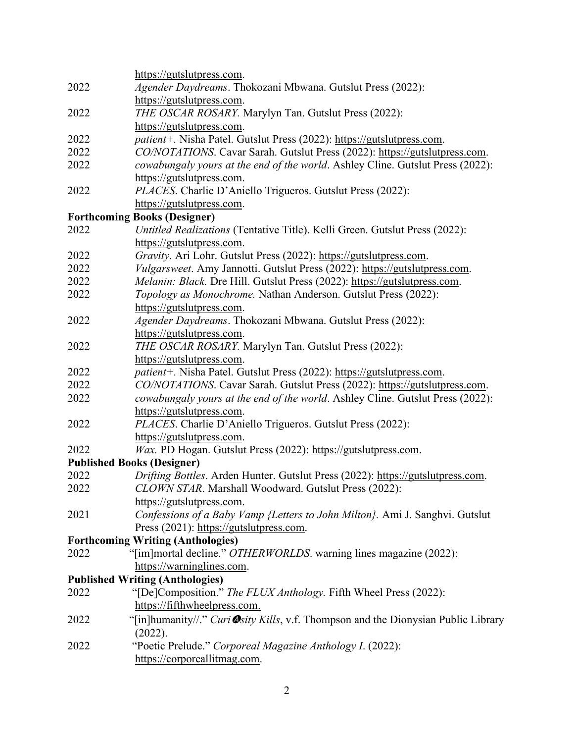https://gutslutpress.com.

2022 *Agender Daydreams*. Thokozani Mbwana. Gutslut Press (2022): https://gutslutpress.com.

2022 *THE OSCAR ROSARY.* Marylyn Tan. Gutslut Press (2022): https://gutslutpress.com.

2022 *patient+*. Nisha Patel. Gutslut Press (2022): https://gutslutpress.com.

2022 *CO/NOTATIONS*. Cavar Sarah. Gutslut Press (2022): https://gutslutpress.com.

2022 *cowabungaly yours at the end of the world*. Ashley Cline. Gutslut Press (2022): https://gutslutpress.com.

2022 *PLACES*. Charlie D'Aniello Trigueros. Gutslut Press (2022): https://gutslutpress.com.

**Forthcoming Books (Designer)**

2022 *Untitled Realizations* (Tentative Title). Kelli Green. Gutslut Press (2022): https://gutslutpress.com.

2022 *Gravity*. Ari Lohr. Gutslut Press (2022): https://gutslutpress.com.

2022 *Vulgarsweet*. Amy Jannotti. Gutslut Press (2022): https://gutslutpress.com.

2022 *Melanin: Black.* Dre Hill. Gutslut Press (2022): https://gutslutpress.com.

2022 *Topology as Monochrome.* Nathan Anderson. Gutslut Press (2022): https://gutslutpress.com.

2022 *Agender Daydreams*. Thokozani Mbwana. Gutslut Press (2022): https://gutslutpress.com.

2022 *THE OSCAR ROSARY.* Marylyn Tan. Gutslut Press (2022): https://gutslutpress.com.

2022 *patient+*. Nisha Patel. Gutslut Press (2022): https://gutslutpress.com.

2022 *CO/NOTATIONS*. Cavar Sarah. Gutslut Press (2022): https://gutslutpress.com.

2022 *cowabungaly yours at the end of the world*. Ashley Cline. Gutslut Press (2022): https://gutslutpress.com.

2022 *PLACES*. Charlie D'Aniello Trigueros. Gutslut Press (2022): https://gutslutpress.com.

2022 *Wax.* PD Hogan. Gutslut Press (2022): https://gutslutpress.com.

**Published Books (Designer)**

2022 *Drifting Bottles*. Arden Hunter. Gutslut Press (2022): https://gutslutpress.com.

2022 *CLOWN STAR*. Marshall Woodward. Gutslut Press (2022): https://gutslutpress.com.

2021 *Confessions of a Baby Vamp {Letters to John Milton}.* Ami J. Sanghvi. Gutslut Press (2021): https://gutslutpress.com.

**Forthcoming Writing (Anthologies)**

2022 "[im]mortal decline." *OTHERWORLDS*. warning lines magazine (2022): https://warninglines.com.

**Published Writing (Anthologies)**

2022 "[De]Composition." *The FLUX Anthology.* Fifth Wheel Press (2022): https://fifthwheelpress.com.

2022 "[in]humanity//." *Curi🅐sity Kills*, v.f. Thompson and the Dionysian Public Library (2022).

2022 "Poetic Prelude." *Corporeal Magazine Anthology I*. (2022): https://corporeallitmag.com.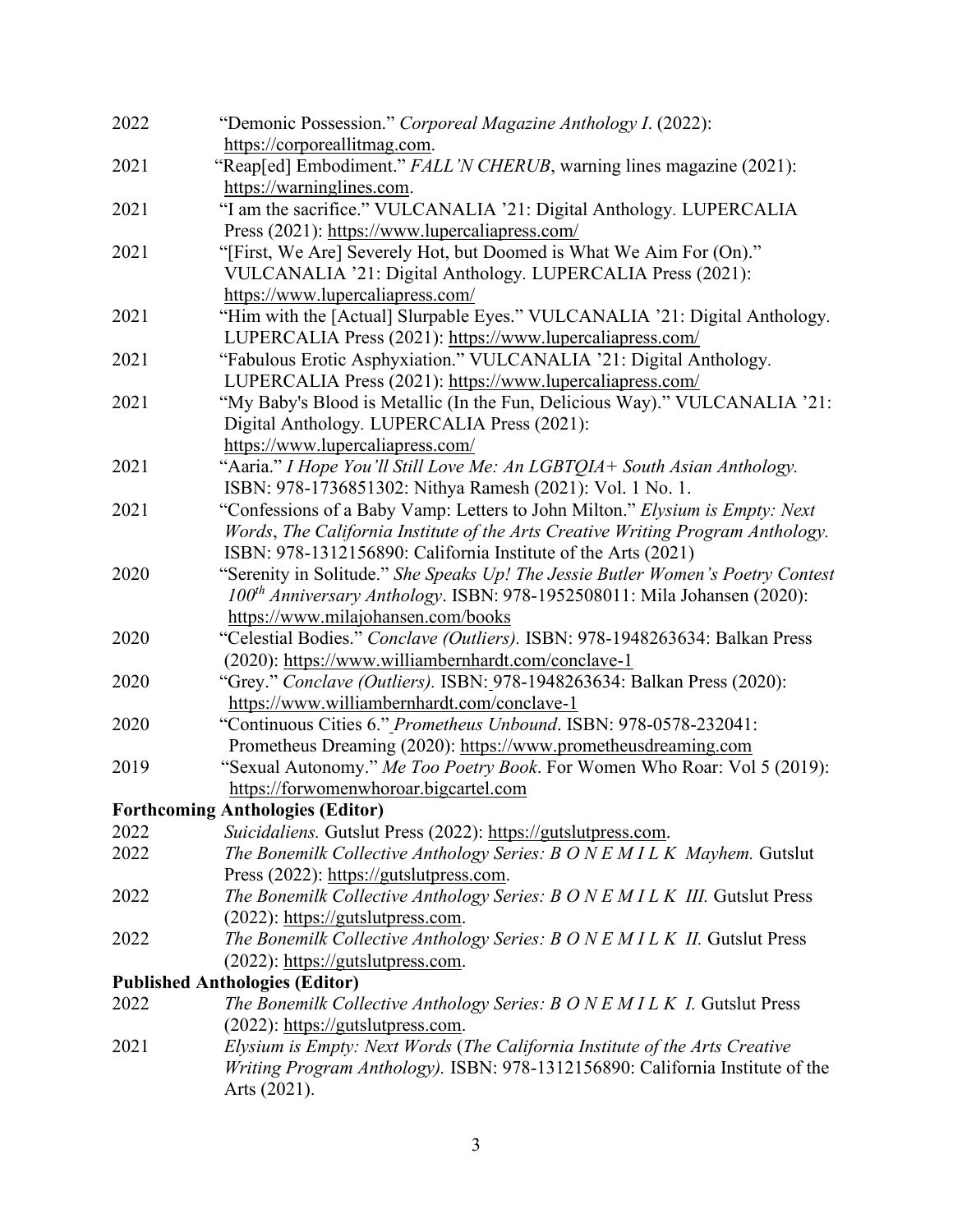2022 "Demonic Possession." *Corporeal Magazine Anthology I*. (2022): https://corporeallitmag.com.

2021 "Reap[ed] Embodiment." *FALL'N CHERUB*, warning lines magazine (2021): https://warninglines.com.

2021 "I am the sacrifice." VULCANALIA '21: Digital Anthology. LUPERCALIA Press (2021): https://www.lupercaliapress.com/

2021 "[First, We Are] Severely Hot, but Doomed is What We Aim For (On)." VULCANALIA '21: Digital Anthology. LUPERCALIA Press (2021): https://www.lupercaliapress.com/

2021 "Him with the [Actual] Slurpable Eyes." VULCANALIA '21: Digital Anthology. LUPERCALIA Press (2021): https://www.lupercaliapress.com/

2021 "Fabulous Erotic Asphyxiation." VULCANALIA '21: Digital Anthology. LUPERCALIA Press (2021): https://www.lupercaliapress.com/

2021 "My Baby's Blood is Metallic (In the Fun, Delicious Way)." VULCANALIA '21: Digital Anthology. LUPERCALIA Press (2021): https://www.lupercaliapress.com/

2021 "Aaria." *I Hope You'll Still Love Me: An LGBTQIA+ South Asian Anthology.* ISBN: 978-1736851302: Nithya Ramesh (2021): Vol. 1 No. 1.

2021 "Confessions of a Baby Vamp: Letters to John Milton." *Elysium is Empty: Next Words*, *The California Institute of the Arts Creative Writing Program Anthology.* ISBN: 978-1312156890: California Institute of the Arts (2021)

2020 "Serenity in Solitude." *She Speaks Up! The Jessie Butler Women's Poetry Contest 100th Anniversary Anthology*. ISBN: 978-1952508011: Mila Johansen (2020): https://www.milajohansen.com/books

2020 "Celestial Bodies." *Conclave (Outliers).* ISBN: 978-1948263634: Balkan Press (2020): https://www.williambernhardt.com/conclave-1

2020 "Grey." *Conclave (Outliers).* ISBN: 978-1948263634: Balkan Press (2020): https://www.williambernhardt.com/conclave-1

2020 "Continuous Cities 6." *Prometheus Unbound*. ISBN: 978-0578-232041: Prometheus Dreaming (2020): https://www.prometheusdreaming.com

2019 "Sexual Autonomy." *Me Too Poetry Book*. For Women Who Roar: Vol 5 (2019): https://forwomenwhoroar.bigcartel.com

**Forthcoming Anthologies (Editor)**

2022 *Suicidaliens.* Gutslut Press (2022): https://gutslutpress.com.

2022 *The Bonemilk Collective Anthology Series: B O N E M I L K Mayhem.* Gutslut Press (2022): https://gutslutpress.com.

2022 *The Bonemilk Collective Anthology Series: B O N E M I L K III.* Gutslut Press (2022): https://gutslutpress.com.

2022 *The Bonemilk Collective Anthology Series: B O N E M I L K II.* Gutslut Press (2022): https://gutslutpress.com.

**Published Anthologies (Editor)**

2022 *The Bonemilk Collective Anthology Series: B O N E M I L K I.* Gutslut Press (2022): https://gutslutpress.com.

2021 *Elysium is Empty: Next Words* (*The California Institute of the Arts Creative Writing Program Anthology).* ISBN: 978-1312156890: California Institute of the Arts (2021).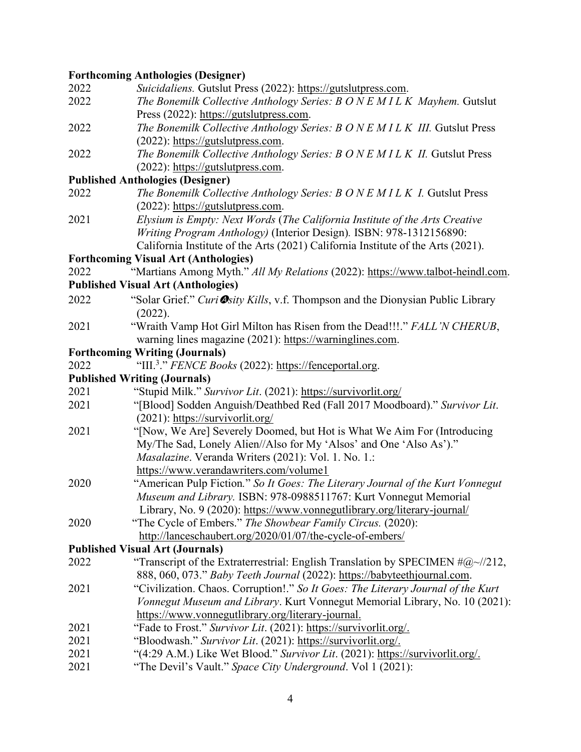**Forthcoming Anthologies (Designer)**

2022 *Suicidaliens.* Gutslut Press (2022): https://gutslutpress.com.

2022 *The Bonemilk Collective Anthology Series: B O N E M I L K Mayhem.* Gutslut Press (2022): https://gutslutpress.com.

2022 *The Bonemilk Collective Anthology Series: B O N E M I L K III.* Gutslut Press (2022): https://gutslutpress.com.

2022 *The Bonemilk Collective Anthology Series: B O N E M I L K II.* Gutslut Press (2022): https://gutslutpress.com.

**Published Anthologies (Designer)**

2022 *The Bonemilk Collective Anthology Series: B O N E M I L K I.* Gutslut Press (2022): https://gutslutpress.com.

2021 *Elysium is Empty: Next Words* (*The California Institute of the Arts Creative Writing Program Anthology)* (Interior Design)*.* ISBN: 978-1312156890: California Institute of the Arts (2021) California Institute of the Arts (2021).

**Forthcoming Visual Art (Anthologies)**

2022 "Martians Among Myth." *All My Relations* (2022): https://www.talbot-heindl.com.

**Published Visual Art (Anthologies)**

2022 "Solar Grief." *Curi❹sity Kills*, v.f. Thompson and the Dionysian Public Library (2022).

2021 "Wraith Vamp Hot Girl Milton has Risen from the Dead!!!." *FALL'N CHERUB*, warning lines magazine (2021): https://warninglines.com.

**Forthcoming Writing (Journals)**

2022 "III.$^3$." *FENCE Books* (2022): https://fenceportal.org.

**Published Writing (Journals)**

2021 "Stupid Milk." *Survivor Lit*. (2021): https://survivorlit.org/

2021 "[Blood] Sodden Anguish/Deathbed Red (Fall 2017 Moodboard)." *Survivor Lit*. (2021): https://survivorlit.org/

2021 "[Now, We Are] Severely Doomed, but Hot is What We Aim For (Introducing My/The Sad, Lonely Alien//Also for My 'Alsos' and One 'Also As')." *Masalazine*. Veranda Writers (2021): Vol. 1. No. 1.: https://www.verandawriters.com/volume1

2020 "American Pulp Fiction*.*" *So It Goes: The Literary Journal of the Kurt Vonnegut Museum and Library.* ISBN: 978-0988511767: Kurt Vonnegut Memorial Library, No. 9 (2020): https://www.vonnegutlibrary.org/literary-journal/

2020 "The Cycle of Embers." *The Showbear Family Circus.* (2020): http://lanceschaubert.org/2020/01/07/the-cycle-of-embers/

**Published Visual Art (Journals)**

2022 "Transcript of the Extraterrestrial: English Translation by SPECIMEN #@~//212, 888, 060, 073." *Baby Teeth Journal* (2022): https://babyteethjournal.com.

2021 "Civilization. Chaos. Corruption!." *So It Goes: The Literary Journal of the Kurt Vonnegut Museum and Library*. Kurt Vonnegut Memorial Library, No. 10 (2021): https://www.vonnegutlibrary.org/literary-journal.

2021 "Fade to Frost." *Survivor Lit*. (2021): https://survivorlit.org/.

2021 "Bloodwash." *Survivor Lit*. (2021): https://survivorlit.org/.

2021 "(4:29 A.M.) Like Wet Blood." *Survivor Lit*. (2021): https://survivorlit.org/.

2021 "The Devil's Vault." *Space City Underground*. Vol 1 (2021):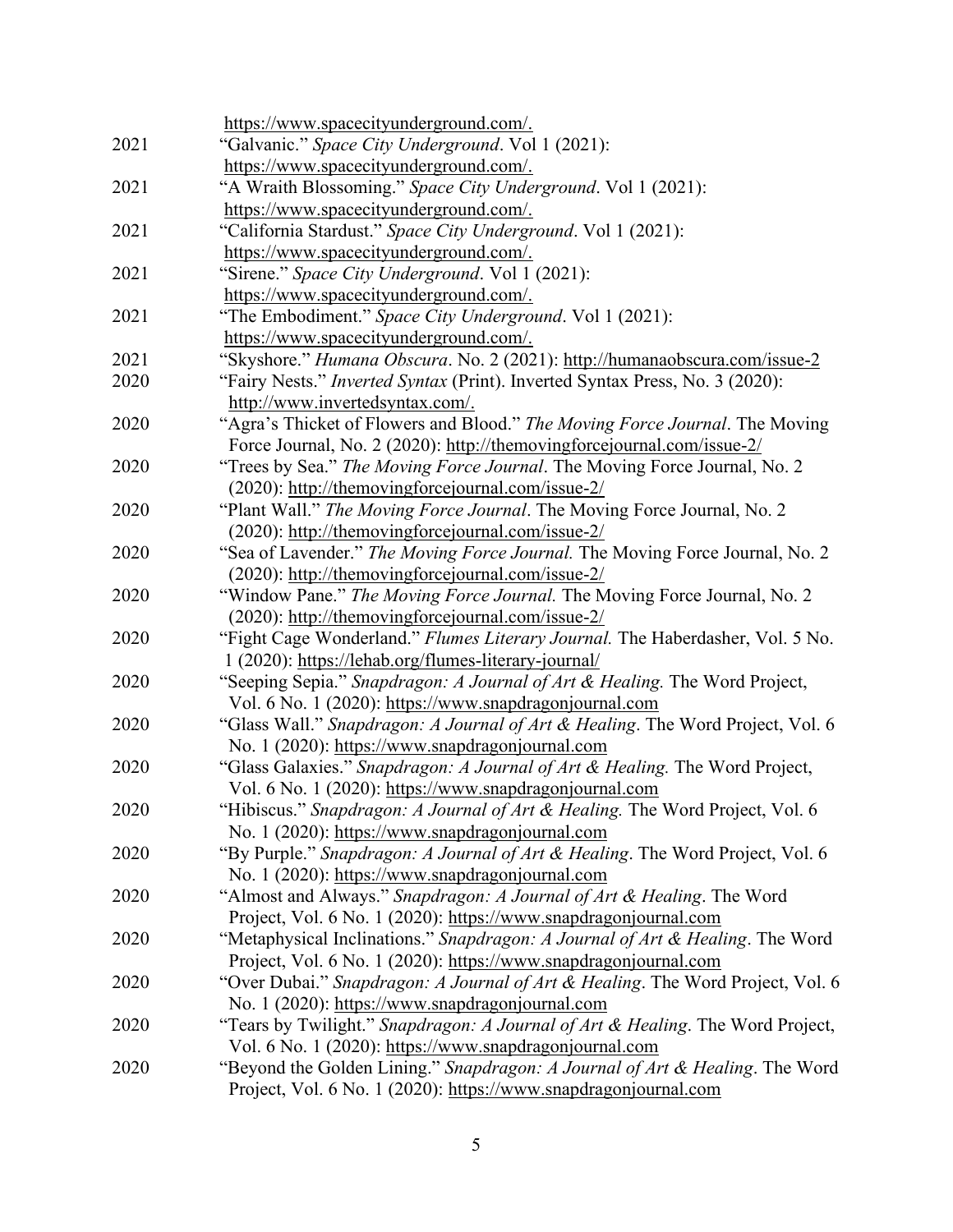https://www.spacecityunderground.com/.

2021 “Galvanic.” *Space City Underground*. Vol 1 (2021): https://www.spacecityunderground.com/.

2021 “A Wraith Blossoming.” *Space City Underground*. Vol 1 (2021): https://www.spacecityunderground.com/.

2021 “California Stardust.” *Space City Underground*. Vol 1 (2021): https://www.spacecityunderground.com/.

2021 “Sirene.” *Space City Underground*. Vol 1 (2021): https://www.spacecityunderground.com/.

2021 “The Embodiment.” *Space City Underground*. Vol 1 (2021): https://www.spacecityunderground.com/.

2021 “Skyshore.” *Humana Obscura*. No. 2 (2021): http://humanaobscura.com/issue-2

2020 “Fairy Nests.” *Inverted Syntax* (Print). Inverted Syntax Press, No. 3 (2020): http://www.invertedsyntax.com/.

2020 “Agra’s Thicket of Flowers and Blood.” *The Moving Force Journal*. The Moving Force Journal, No. 2 (2020): http://themovingforcejournal.com/issue-2/

2020 “Trees by Sea.” *The Moving Force Journal*. The Moving Force Journal, No. 2 (2020): http://themovingforcejournal.com/issue-2/

2020 “Plant Wall.” *The Moving Force Journal*. The Moving Force Journal, No. 2 (2020): http://themovingforcejournal.com/issue-2/

2020 “Sea of Lavender.” *The Moving Force Journal.* The Moving Force Journal, No. 2 (2020): http://themovingforcejournal.com/issue-2/

2020 “Window Pane.” *The Moving Force Journal.* The Moving Force Journal, No. 2 (2020): http://themovingforcejournal.com/issue-2/

2020 “Fight Cage Wonderland.” *Flumes Literary Journal.* The Haberdasher, Vol. 5 No. 1 (2020): https://lehab.org/flumes-literary-journal/

2020 “Seeping Sepia.” *Snapdragon: A Journal of Art & Healing.* The Word Project, Vol. 6 No. 1 (2020): https://www.snapdragonjournal.com

2020 “Glass Wall.” *Snapdragon: A Journal of Art & Healing*. The Word Project, Vol. 6 No. 1 (2020): https://www.snapdragonjournal.com

2020 “Glass Galaxies.” *Snapdragon: A Journal of Art & Healing.* The Word Project, Vol. 6 No. 1 (2020): https://www.snapdragonjournal.com

2020 “Hibiscus.” *Snapdragon: A Journal of Art & Healing.* The Word Project, Vol. 6 No. 1 (2020): https://www.snapdragonjournal.com

2020 “By Purple.” *Snapdragon: A Journal of Art & Healing*. The Word Project, Vol. 6 No. 1 (2020): https://www.snapdragonjournal.com

2020 “Almost and Always.” *Snapdragon: A Journal of Art & Healing*. The Word Project, Vol. 6 No. 1 (2020): https://www.snapdragonjournal.com

2020 “Metaphysical Inclinations.” *Snapdragon: A Journal of Art & Healing*. The Word Project, Vol. 6 No. 1 (2020): https://www.snapdragonjournal.com

2020 “Over Dubai.” *Snapdragon: A Journal of Art & Healing*. The Word Project, Vol. 6 No. 1 (2020): https://www.snapdragonjournal.com

2020 “Tears by Twilight.” *Snapdragon: A Journal of Art & Healing*. The Word Project, Vol. 6 No. 1 (2020): https://www.snapdragonjournal.com

2020 “Beyond the Golden Lining.” *Snapdragon: A Journal of Art & Healing*. The Word Project, Vol. 6 No. 1 (2020): https://www.snapdragonjournal.com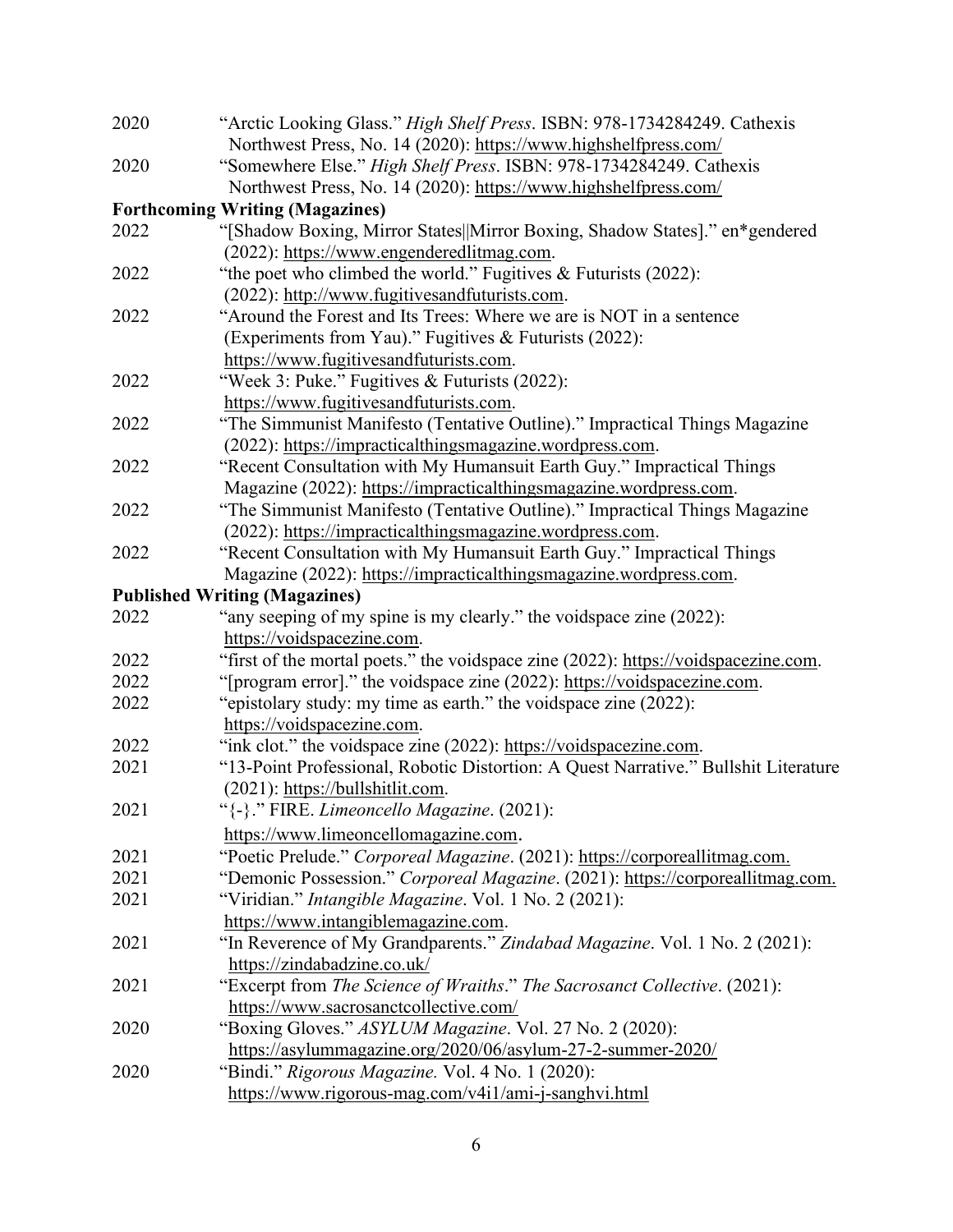2020 "Arctic Looking Glass." *High Shelf Press*. ISBN: 978-1734284249. Cathexis Northwest Press, No. 14 (2020): https://www.highshelfpress.com/

2020 "Somewhere Else." *High Shelf Press*. ISBN: 978-1734284249. Cathexis Northwest Press, No. 14 (2020): https://www.highshelfpress.com/

**Forthcoming Writing (Magazines)**

2022 "[Shadow Boxing, Mirror States||Mirror Boxing, Shadow States]." en*gendered (2022): https://www.engenderedlitmag.com.

2022 "the poet who climbed the world." Fugitives & Futurists (2022): (2022): http://www.fugitivesandfuturists.com.

2022 "Around the Forest and Its Trees: Where we are is NOT in a sentence (Experiments from Yau)." Fugitives & Futurists (2022): https://www.fugitivesandfuturists.com.

2022 "Week 3: Puke." Fugitives & Futurists (2022): https://www.fugitivesandfuturists.com.

2022 "The Simmunist Manifesto (Tentative Outline)." Impractical Things Magazine (2022): https://impracticalthingsmagazine.wordpress.com.

2022 "Recent Consultation with My Humansuit Earth Guy." Impractical Things Magazine (2022): https://impracticalthingsmagazine.wordpress.com.

2022 "The Simmunist Manifesto (Tentative Outline)." Impractical Things Magazine (2022): https://impracticalthingsmagazine.wordpress.com.

2022 "Recent Consultation with My Humansuit Earth Guy." Impractical Things Magazine (2022): https://impracticalthingsmagazine.wordpress.com.

**Published Writing (Magazines)**

2022 "any seeping of my spine is my clearly." the voidspace zine (2022): https://voidspacezine.com.

2022 "first of the mortal poets." the voidspace zine (2022): https://voidspacezine.com.

2022 "[program error]." the voidspace zine (2022): https://voidspacezine.com.

2022 "epistolary study: my time as earth." the voidspace zine (2022): https://voidspacezine.com.

2022 "ink clot." the voidspace zine (2022): https://voidspacezine.com.

2021 "13-Point Professional, Robotic Distortion: A Quest Narrative." Bullshit Literature (2021): https://bullshitlit.com.

2021 "{-}." FIRE. *Limeoncello Magazine*. (2021): https://www.limeoncellomagazine.com.

2021 "Poetic Prelude." *Corporeal Magazine*. (2021): https://corporeallitmag.com.

2021 "Demonic Possession." *Corporeal Magazine*. (2021): https://corporeallitmag.com.

2021 "Viridian." *Intangible Magazine*. Vol. 1 No. 2 (2021): https://www.intangiblemagazine.com.

2021 "In Reverence of My Grandparents." *Zindabad Magazine*. Vol. 1 No. 2 (2021): https://zindabadzine.co.uk/

2021 "Excerpt from *The Science of Wraiths*." *The Sacrosanct Collective*. (2021): https://www.sacrosanctcollective.com/

2020 "Boxing Gloves." *ASYLUM Magazine*. Vol. 27 No. 2 (2020): https://asylummagazine.org/2020/06/asylum-27-2-summer-2020/

2020 "Bindi." *Rigorous Magazine.* Vol. 4 No. 1 (2020): https://www.rigorous-mag.com/v4i1/ami-j-sanghvi.html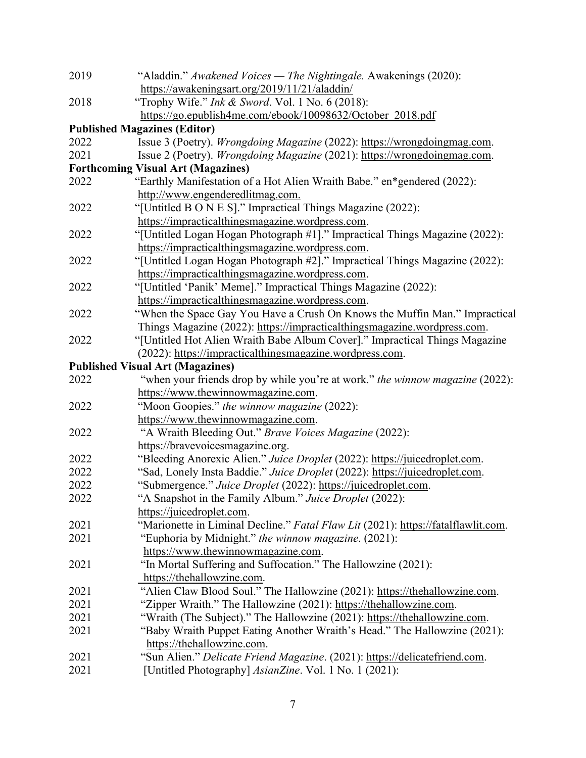2019 "Aladdin." *Awakened Voices — The Nightingale.* Awakenings (2020): https://awakeningsart.org/2019/11/21/aladdin/

2018 "Trophy Wife." *Ink & Sword*. Vol. 1 No. 6 (2018): https://go.epublish4me.com/ebook/10098632/October_2018.pdf

**Published Magazines (Editor)**

2022 Issue 3 (Poetry). *Wrongdoing Magazine* (2022): https://wrongdoingmag.com.

2021 Issue 2 (Poetry). *Wrongdoing Magazine* (2021): https://wrongdoingmag.com.

**Forthcoming Visual Art (Magazines)**

2022 "Earthly Manifestation of a Hot Alien Wraith Babe." en*gendered (2022): http://www.engenderedlitmag.com.

2022 "[Untitled B O N E S]." Impractical Things Magazine (2022): https://impracticalthingsmagazine.wordpress.com.

2022 "[Untitled Logan Hogan Photograph #1]." Impractical Things Magazine (2022): https://impracticalthingsmagazine.wordpress.com.

2022 "[Untitled Logan Hogan Photograph #2]." Impractical Things Magazine (2022): https://impracticalthingsmagazine.wordpress.com.

2022 "[Untitled 'Panik' Meme]." Impractical Things Magazine (2022): https://impracticalthingsmagazine.wordpress.com.

2022 "When the Space Gay You Have a Crush On Knows the Muffin Man." Impractical Things Magazine (2022): https://impracticalthingsmagazine.wordpress.com.

2022 "[Untitled Hot Alien Wraith Babe Album Cover]." Impractical Things Magazine (2022): https://impracticalthingsmagazine.wordpress.com.

**Published Visual Art (Magazines)**

2022 "when your friends drop by while you're at work." *the winnow magazine* (2022): https://www.thewinnowmagazine.com.

2022 "Moon Goopies." *the winnow magazine* (2022): https://www.thewinnowmagazine.com.

2022 "A Wraith Bleeding Out." *Brave Voices Magazine* (2022): https://bravevoicesmagazine.org.

2022 "Bleeding Anorexic Alien." *Juice Droplet* (2022): https://juicedroplet.com.

2022 "Sad, Lonely Insta Baddie." *Juice Droplet* (2022): https://juicedroplet.com.

2022 "Submergence." *Juice Droplet* (2022): https://juicedroplet.com.

2022 "A Snapshot in the Family Album." *Juice Droplet* (2022): https://juicedroplet.com.

2021 "Marionette in Liminal Decline." *Fatal Flaw Lit* (2021): https://fatalflawlit.com.

2021 "Euphoria by Midnight." *the winnow magazine*. (2021): https://www.thewinnowmagazine.com.

2021 "In Mortal Suffering and Suffocation." The Hallowzine (2021): https://thehallowzine.com.

2021 "Alien Claw Blood Soul." The Hallowzine (2021): https://thehallowzine.com.

2021 "Zipper Wraith." The Hallowzine (2021): https://thehallowzine.com.

2021 "Wraith (The Subject)." The Hallowzine (2021): https://thehallowzine.com.

2021 "Baby Wraith Puppet Eating Another Wraith's Head." The Hallowzine (2021): https://thehallowzine.com.

2021 "Sun Alien." *Delicate Friend Magazine*. (2021): https://delicatefriend.com.

2021 [Untitled Photography] *AsianZine*. Vol. 1 No. 1 (2021):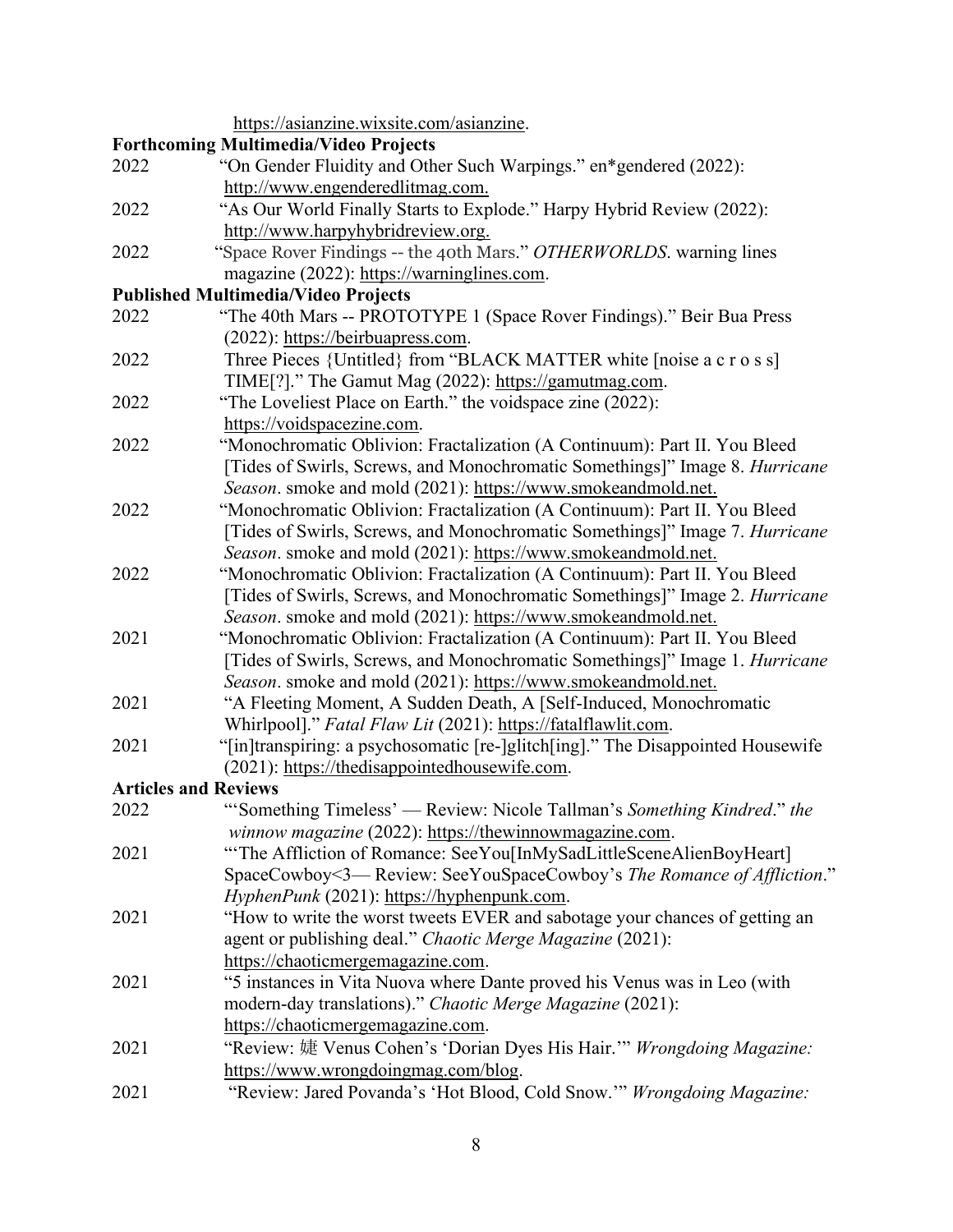https://asianzine.wixsite.com/asianzine.

**Forthcoming Multimedia/Video Projects**

2022 "On Gender Fluidity and Other Such Warpings." en*gendered (2022): http://www.engenderedlitmag.com.

2022 "As Our World Finally Starts to Explode." Harpy Hybrid Review (2022): http://www.harpyhybridreview.org.

2022 "Space Rover Findings -- the 40th Mars." *OTHERWORLDS*. warning lines magazine (2022): https://warninglines.com.

**Published Multimedia/Video Projects**

2022 "The 40th Mars -- PROTOTYPE 1 (Space Rover Findings)." Beir Bua Press (2022): https://beirbuapress.com.

2022 Three Pieces {Untitled} from "BLACK MATTER white [noise a c r o s s] TIME[?]." The Gamut Mag (2022): https://gamutmag.com.

2022 "The Loveliest Place on Earth." the voidspace zine (2022): https://voidspacezine.com.

2022 "Monochromatic Oblivion: Fractalization (A Continuum): Part II. You Bleed [Tides of Swirls, Screws, and Monochromatic Somethings]" Image 8. *Hurricane Season*. smoke and mold (2021): https://www.smokeandmold.net.

2022 "Monochromatic Oblivion: Fractalization (A Continuum): Part II. You Bleed [Tides of Swirls, Screws, and Monochromatic Somethings]" Image 7. *Hurricane Season*. smoke and mold (2021): https://www.smokeandmold.net.

2022 "Monochromatic Oblivion: Fractalization (A Continuum): Part II. You Bleed [Tides of Swirls, Screws, and Monochromatic Somethings]" Image 2. *Hurricane Season*. smoke and mold (2021): https://www.smokeandmold.net.

2021 "Monochromatic Oblivion: Fractalization (A Continuum): Part II. You Bleed [Tides of Swirls, Screws, and Monochromatic Somethings]" Image 1. *Hurricane Season*. smoke and mold (2021): https://www.smokeandmold.net.

2021 "A Fleeting Moment, A Sudden Death, A [Self-Induced, Monochromatic Whirlpool]." *Fatal Flaw Lit* (2021): https://fatalflawlit.com.

2021 "[in]transpiring: a psychosomatic [re-]glitch[ing]." The Disappointed Housewife (2021): https://thedisappointedhousewife.com.

**Articles and Reviews**

2022 "'Something Timeless' — Review: Nicole Tallman's *Something Kindred*." *the winnow magazine* (2022): https://thewinnowmagazine.com.

2021 "'The Affliction of Romance: SeeYou[InMySadLittleSceneAlienBoyHeart] SpaceCowboy<3— Review: SeeYouSpaceCowboy's *The Romance of Affliction*." *HyphenPunk* (2021): https://hyphenpunk.com.

2021 "How to write the worst tweets EVER and sabotage your chances of getting an agent or publishing deal." *Chaotic Merge Magazine* (2021): https://chaoticmergemagazine.com.

2021 "5 instances in Vita Nuova where Dante proved his Venus was in Leo (with modern-day translations)." *Chaotic Merge Magazine* (2021): https://chaoticmergemagazine.com.

2021 "Review: 婕 Venus Cohen's 'Dorian Dyes His Hair.'" *Wrongdoing Magazine:* https://www.wrongdoingmag.com/blog.

2021 "Review: Jared Povanda's 'Hot Blood, Cold Snow.'" *Wrongdoing Magazine:*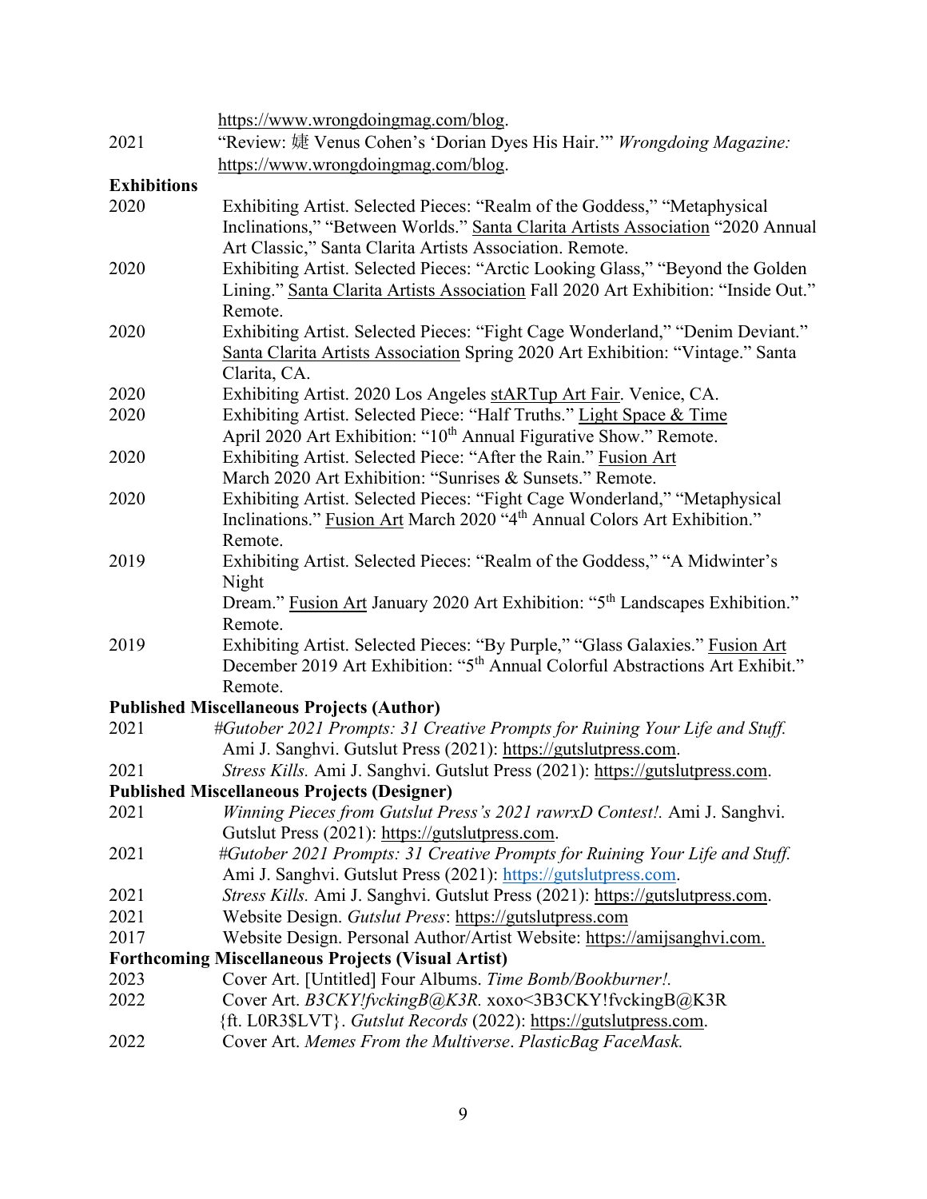https://www.wrongdoingmag.com/blog.

2021 "Review: 婕 Venus Cohen's 'Dorian Dyes His Hair.'" *Wrongdoing Magazine:* https://www.wrongdoingmag.com/blog.

**Exhibitions**

2020 Exhibiting Artist. Selected Pieces: "Realm of the Goddess," "Metaphysical Inclinations," "Between Worlds." Santa Clarita Artists Association "2020 Annual Art Classic," Santa Clarita Artists Association. Remote.

2020 Exhibiting Artist. Selected Pieces: "Arctic Looking Glass," "Beyond the Golden Lining." Santa Clarita Artists Association Fall 2020 Art Exhibition: "Inside Out." Remote.

2020 Exhibiting Artist. Selected Pieces: "Fight Cage Wonderland," "Denim Deviant." Santa Clarita Artists Association Spring 2020 Art Exhibition: "Vintage." Santa Clarita, CA.

2020 Exhibiting Artist. 2020 Los Angeles stARTup Art Fair. Venice, CA.

2020 Exhibiting Artist. Selected Piece: "Half Truths." Light Space & Time April 2020 Art Exhibition: "10th Annual Figurative Show." Remote.

2020 Exhibiting Artist. Selected Piece: "After the Rain." Fusion Art March 2020 Art Exhibition: "Sunrises & Sunsets." Remote.

2020 Exhibiting Artist. Selected Pieces: "Fight Cage Wonderland," "Metaphysical Inclinations." Fusion Art March 2020 "4th Annual Colors Art Exhibition." Remote.

2019 Exhibiting Artist. Selected Pieces: "Realm of the Goddess," "A Midwinter's Night Dream." Fusion Art January 2020 Art Exhibition: "5th Landscapes Exhibition." Remote.

2019 Exhibiting Artist. Selected Pieces: "By Purple," "Glass Galaxies." Fusion Art December 2019 Art Exhibition: "5th Annual Colorful Abstractions Art Exhibit." Remote.

**Published Miscellaneous Projects (Author)**

2021 *#Gutober 2021 Prompts: 31 Creative Prompts for Ruining Your Life and Stuff.* Ami J. Sanghvi. Gutslut Press (2021): https://gutslutpress.com.

2021 *Stress Kills.* Ami J. Sanghvi. Gutslut Press (2021): https://gutslutpress.com.

**Published Miscellaneous Projects (Designer)**

2021 *Winning Pieces from Gutslut Press's 2021 rawrxD Contest!.* Ami J. Sanghvi. Gutslut Press (2021): https://gutslutpress.com.

2021 *#Gutober 2021 Prompts: 31 Creative Prompts for Ruining Your Life and Stuff.* Ami J. Sanghvi. Gutslut Press (2021): https://gutslutpress.com.

2021 *Stress Kills.* Ami J. Sanghvi. Gutslut Press (2021): https://gutslutpress.com.

2021 Website Design. *Gutslut Press*: https://gutslutpress.com

2017 Website Design. Personal Author/Artist Website: https://amijsanghvi.com.

**Forthcoming Miscellaneous Projects (Visual Artist)**

2023 Cover Art. [Untitled] Four Albums. *Time Bomb/Bookburner!.*

2022 Cover Art. *B3CKY!fvckingB@K3R.* xoxo<3B3CKY!fvckingB@K3R {ft. L0R3$LVT}. *Gutslut Records* (2022): https://gutslutpress.com.

2022 Cover Art. *Memes From the Multiverse*. *PlasticBag FaceMask.*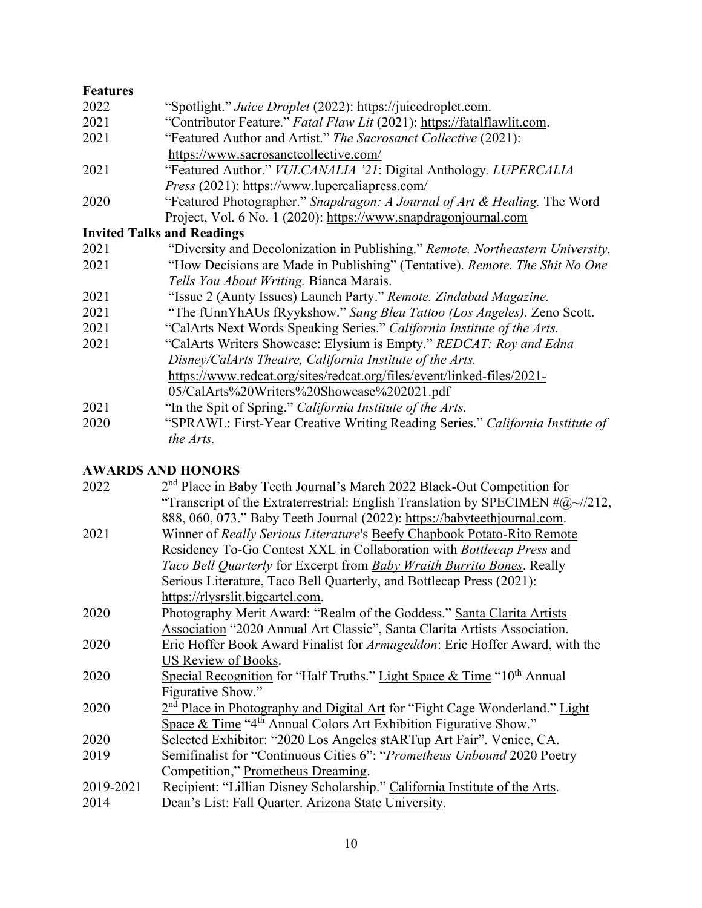**Features**

2022 "Spotlight." *Juice Droplet* (2022): https://juicedroplet.com.

2021 "Contributor Feature." *Fatal Flaw Lit* (2021): https://fatalflawlit.com.

2021 "Featured Author and Artist." *The Sacrosanct Collective* (2021): https://www.sacrosanctcollective.com/

2021 "Featured Author." *VULCANALIA '21*: Digital Anthology. *LUPERCALIA Press* (2021): https://www.lupercaliapress.com/

2020 "Featured Photographer." *Snapdragon: A Journal of Art & Healing.* The Word Project, Vol. 6 No. 1 (2020): https://www.snapdragonjournal.com

**Invited Talks and Readings**

2021 "Diversity and Decolonization in Publishing." *Remote. Northeastern University.*

2021 "How Decisions are Made in Publishing" (Tentative). *Remote. The Shit No One Tells You About Writing.* Bianca Marais.

2021 "Issue 2 (Aunty Issues) Launch Party." *Remote. Zindabad Magazine.*

2021 "The fUnnYhAUs fRyykshow." *Sang Bleu Tattoo (Los Angeles).* Zeno Scott.

2021 "CalArts Next Words Speaking Series." *California Institute of the Arts.*

2021 "CalArts Writers Showcase: Elysium is Empty." *REDCAT: Roy and Edna Disney/CalArts Theatre, California Institute of the Arts.* https://www.redcat.org/sites/redcat.org/files/event/linked-files/2021-05/CalArts%20Writers%20Showcase%202021.pdf

2021 "In the Spit of Spring." *California Institute of the Arts.*

2020 "SPRAWL: First-Year Creative Writing Reading Series." *California Institute of the Arts.*

## AWARDS AND HONORS

2022 2nd Place in Baby Teeth Journal's March 2022 Black-Out Competition for "Transcript of the Extraterrestrial: English Translation by SPECIMEN #@~//212, 888, 060, 073." Baby Teeth Journal (2022): https://babyteethjournal.com.

2021 Winner of *Really Serious Literature*'s Beefy Chapbook Potato-Rito Remote Residency To-Go Contest XXL in Collaboration with *Bottlecap Press* and *Taco Bell Quarterly* for Excerpt from *Baby Wraith Burrito Bones*. Really Serious Literature, Taco Bell Quarterly, and Bottlecap Press (2021): https://rlysrslit.bigcartel.com.

2020 Photography Merit Award: "Realm of the Goddess." Santa Clarita Artists Association "2020 Annual Art Classic", Santa Clarita Artists Association.

2020 Eric Hoffer Book Award Finalist for *Armageddon*: Eric Hoffer Award, with the US Review of Books.

2020 Special Recognition for "Half Truths." Light Space & Time "10th Annual Figurative Show."

2020 2nd Place in Photography and Digital Art for "Fight Cage Wonderland." Light Space & Time "4th Annual Colors Art Exhibition Figurative Show."

2020 Selected Exhibitor: "2020 Los Angeles stARTup Art Fair". Venice, CA.

2019 Semifinalist for "Continuous Cities 6": "*Prometheus Unbound* 2020 Poetry Competition," Prometheus Dreaming.

2019-2021 Recipient: "Lillian Disney Scholarship." California Institute of the Arts.

2014 Dean's List: Fall Quarter. Arizona State University.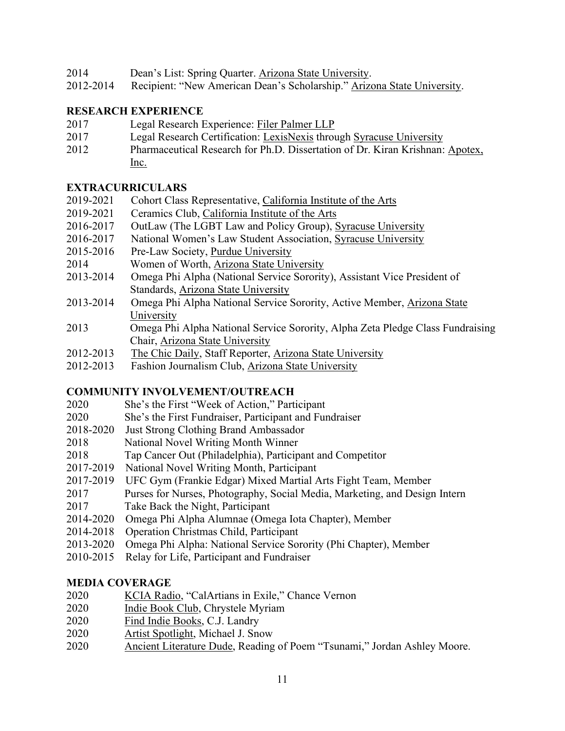2014 Dean's List: Spring Quarter. Arizona State University.
2012-2014 Recipient: "New American Dean's Scholarship." Arizona State University.

## RESEARCH EXPERIENCE

2017 Legal Research Experience: Filer Palmer LLP
2017 Legal Research Certification: LexisNexis through Syracuse University
2012 Pharmaceutical Research for Ph.D. Dissertation of Dr. Kiran Krishnan: Apotex, Inc.

## EXTRACURRICULARS

2019-2021 Cohort Class Representative, California Institute of the Arts
2019-2021 Ceramics Club, California Institute of the Arts
2016-2017 OutLaw (The LGBT Law and Policy Group), Syracuse University
2016-2017 National Women's Law Student Association, Syracuse University
2015-2016 Pre-Law Society, Purdue University
2014 Women of Worth, Arizona State University
2013-2014 Omega Phi Alpha (National Service Sorority), Assistant Vice President of Standards, Arizona State University
2013-2014 Omega Phi Alpha National Service Sorority, Active Member, Arizona State University
2013 Omega Phi Alpha National Service Sorority, Alpha Zeta Pledge Class Fundraising Chair, Arizona State University
2012-2013 The Chic Daily, Staff Reporter, Arizona State University
2012-2013 Fashion Journalism Club, Arizona State University

## COMMUNITY INVOLVEMENT/OUTREACH

2020 She's the First "Week of Action," Participant
2020 She's the First Fundraiser, Participant and Fundraiser
2018-2020 Just Strong Clothing Brand Ambassador
2018 National Novel Writing Month Winner
2018 Tap Cancer Out (Philadelphia), Participant and Competitor
2017-2019 National Novel Writing Month, Participant
2017-2019 UFC Gym (Frankie Edgar) Mixed Martial Arts Fight Team, Member
2017 Purses for Nurses, Photography, Social Media, Marketing, and Design Intern
2017 Take Back the Night, Participant
2014-2020 Omega Phi Alpha Alumnae (Omega Iota Chapter), Member
2014-2018 Operation Christmas Child, Participant
2013-2020 Omega Phi Alpha: National Service Sorority (Phi Chapter), Member
2010-2015 Relay for Life, Participant and Fundraiser

## MEDIA COVERAGE

2020 KCIA Radio, "CalArtians in Exile," Chance Vernon
2020 Indie Book Club, Chrystele Myriam
2020 Find Indie Books, C.J. Landry
2020 Artist Spotlight, Michael J. Snow
2020 Ancient Literature Dude, Reading of Poem "Tsunami," Jordan Ashley Moore.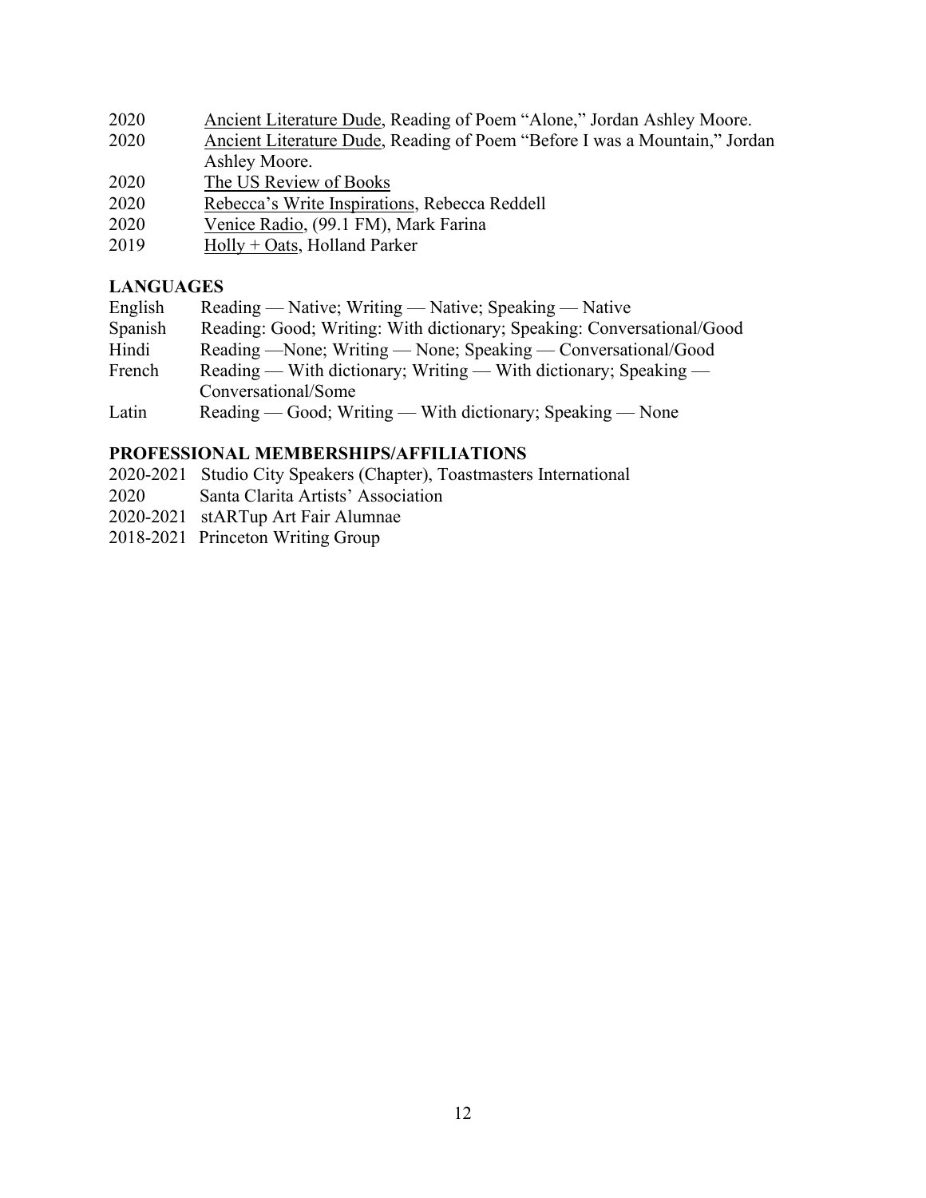2020 Ancient Literature Dude, Reading of Poem "Alone," Jordan Ashley Moore.
2020 Ancient Literature Dude, Reading of Poem "Before I was a Mountain," Jordan Ashley Moore.
2020 The US Review of Books
2020 Rebecca's Write Inspirations, Rebecca Reddell
2020 Venice Radio, (99.1 FM), Mark Farina
2019 Holly + Oats, Holland Parker

## LANGUAGES

English Reading — Native; Writing — Native; Speaking — Native
Spanish Reading: Good; Writing: With dictionary; Speaking: Conversational/Good
Hindi Reading —None; Writing — None; Speaking — Conversational/Good
French Reading — With dictionary; Writing — With dictionary; Speaking — Conversational/Some
Latin Reading — Good; Writing — With dictionary; Speaking — None

## PROFESSIONAL MEMBERSHIPS/AFFILIATIONS

2020-2021 Studio City Speakers (Chapter), Toastmasters International
2020 Santa Clarita Artists' Association
2020-2021 stARTup Art Fair Alumnae
2018-2021 Princeton Writing Group